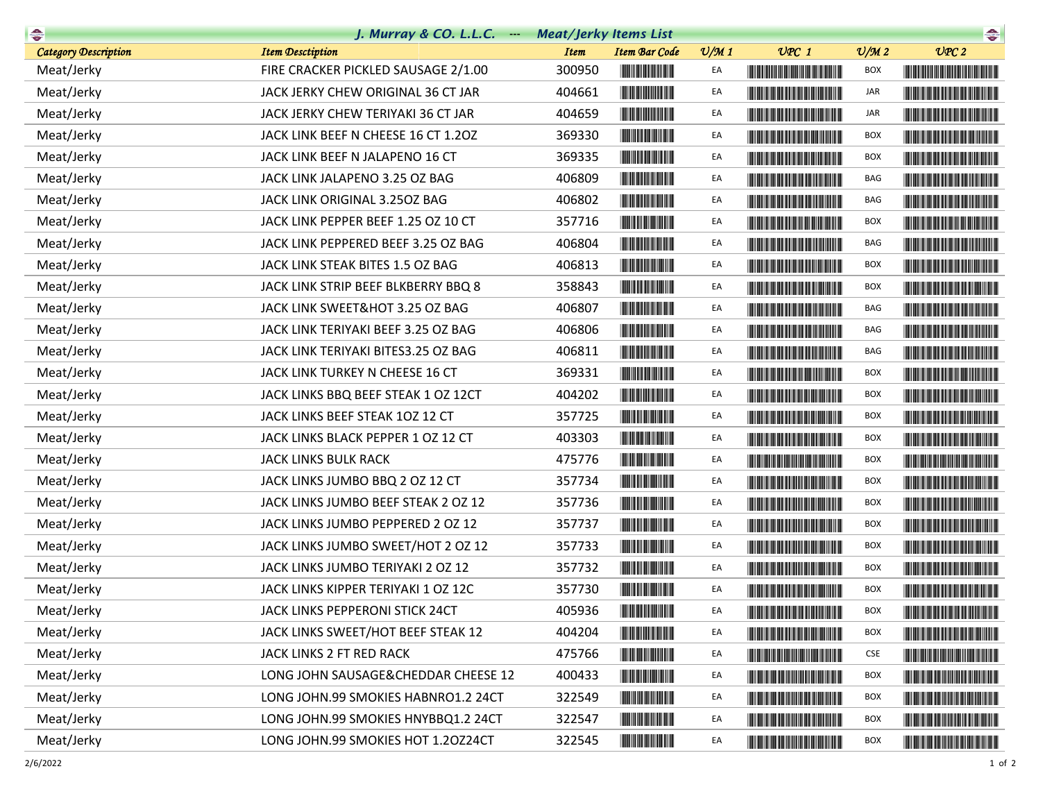# J. Murray & CO. L.L.C. --- Meat/Jerky Items List

| Category Description | Item Desctiption | Item | Item Bar Code | U/M 1 | UPC 1 | U/M 2 | UPC 2 |
|---|---|---|---|---|---|---|---|
| Meat/Jerky | FIRE CRACKER PICKLED SAUSAGE 2/1.00 | 300950 | | EA | | BOX | |
| Meat/Jerky | JACK JERKY CHEW ORIGINAL 36 CT JAR | 404661 | | EA | | JAR | |
| Meat/Jerky | JACK JERKY CHEW TERIYAKI 36 CT JAR | 404659 | | EA | | JAR | |
| Meat/Jerky | JACK LINK BEEF N CHEESE 16 CT 1.2OZ | 369330 | | EA | | BOX | |
| Meat/Jerky | JACK LINK BEEF N JALAPENO 16 CT | 369335 | | EA | | BOX | |
| Meat/Jerky | JACK LINK JALAPENO 3.25 OZ BAG | 406809 | | EA | | BAG | |
| Meat/Jerky | JACK LINK ORIGINAL 3.25OZ BAG | 406802 | | EA | | BAG | |
| Meat/Jerky | JACK LINK PEPPER BEEF 1.25 OZ 10 CT | 357716 | | EA | | BOX | |
| Meat/Jerky | JACK LINK PEPPERED BEEF 3.25 OZ BAG | 406804 | | EA | | BAG | |
| Meat/Jerky | JACK LINK STEAK BITES 1.5 OZ BAG | 406813 | | EA | | BOX | |
| Meat/Jerky | JACK LINK STRIP BEEF BLKBERRY BBQ 8 | 358843 | | EA | | BOX | |
| Meat/Jerky | JACK LINK SWEET&HOT 3.25 OZ BAG | 406807 | | EA | | BAG | |
| Meat/Jerky | JACK LINK TERIYAKI BEEF 3.25 OZ BAG | 406806 | | EA | | BAG | |
| Meat/Jerky | JACK LINK TERIYAKI BITES3.25 OZ BAG | 406811 | | EA | | BAG | |
| Meat/Jerky | JACK LINK TURKEY N CHEESE 16 CT | 369331 | | EA | | BOX | |
| Meat/Jerky | JACK LINKS BBQ BEEF STEAK 1 OZ 12CT | 404202 | | EA | | BOX | |
| Meat/Jerky | JACK LINKS BEEF STEAK 1OZ 12 CT | 357725 | | EA | | BOX | |
| Meat/Jerky | JACK LINKS BLACK PEPPER 1 OZ 12 CT | 403303 | | EA | | BOX | |
| Meat/Jerky | JACK LINKS BULK RACK | 475776 | | EA | | BOX | |
| Meat/Jerky | JACK LINKS JUMBO BBQ 2 OZ 12 CT | 357734 | | EA | | BOX | |
| Meat/Jerky | JACK LINKS JUMBO BEEF STEAK 2 OZ 12 | 357736 | | EA | | BOX | |
| Meat/Jerky | JACK LINKS JUMBO PEPPERED 2 OZ 12 | 357737 | | EA | | BOX | |
| Meat/Jerky | JACK LINKS JUMBO SWEET/HOT 2 OZ 12 | 357733 | | EA | | BOX | |
| Meat/Jerky | JACK LINKS JUMBO TERIYAKI 2 OZ 12 | 357732 | | EA | | BOX | |
| Meat/Jerky | JACK LINKS KIPPER TERIYAKI 1 OZ 12C | 357730 | | EA | | BOX | |
| Meat/Jerky | JACK LINKS PEPPERONI STICK 24CT | 405936 | | EA | | BOX | |
| Meat/Jerky | JACK LINKS SWEET/HOT BEEF STEAK 12 | 404204 | | EA | | BOX | |
| Meat/Jerky | JACK LINKS 2 FT RED RACK | 475766 | | EA | | CSE | |
| Meat/Jerky | LONG JOHN SAUSAGE&CHEDDAR CHEESE 12 | 400433 | | EA | | BOX | |
| Meat/Jerky | LONG JOHN.99 SMOKIES HABNRO1.2 24CT | 322549 | | EA | | BOX | |
| Meat/Jerky | LONG JOHN.99 SMOKIES HNYBBQ1.2 24CT | 322547 | | EA | | BOX | |
| Meat/Jerky | LONG JOHN.99 SMOKIES HOT 1.2OZ24CT | 322545 | | EA | | BOX | |

2/6/2022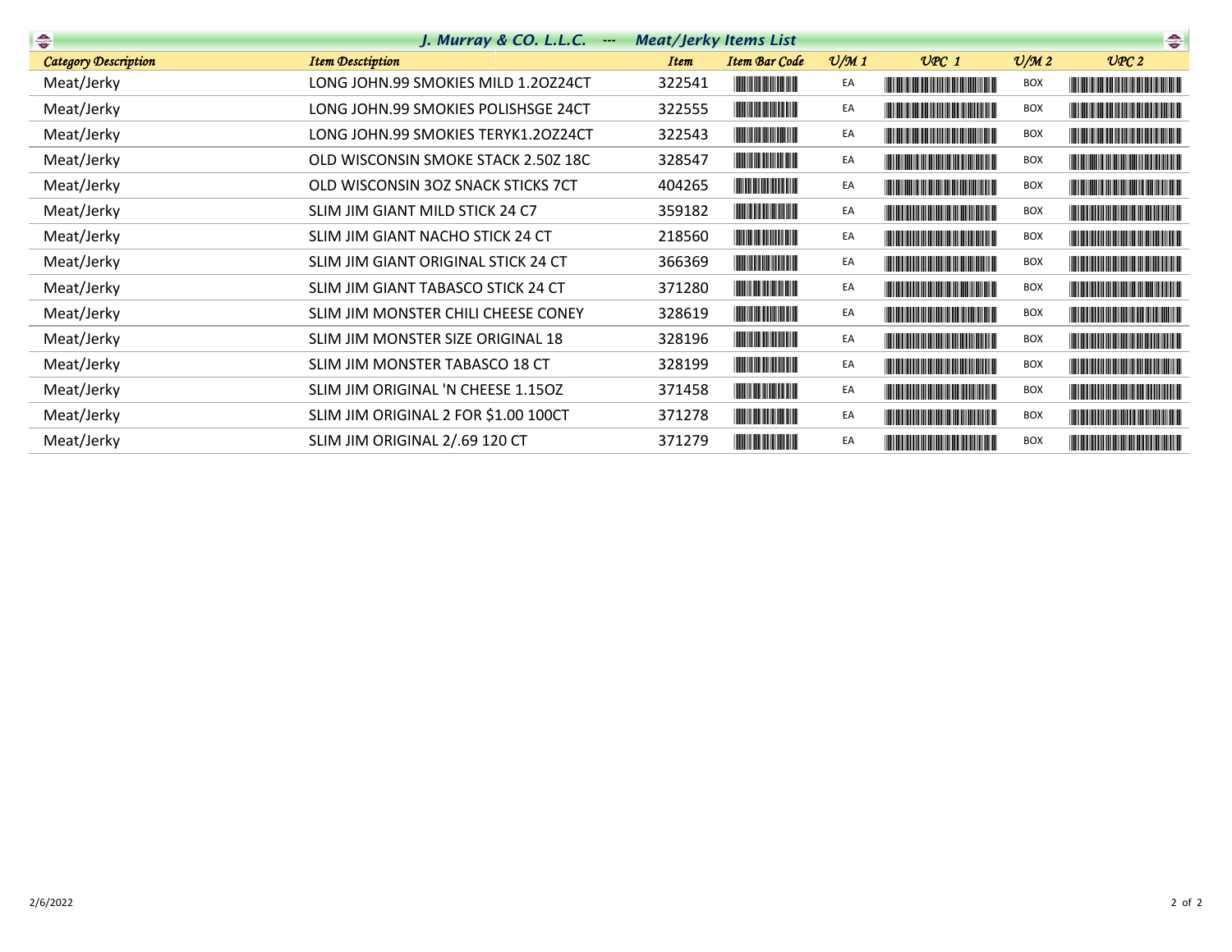**J. Murray & CO. L.L.C. --- Meat/Jerky Items List**

| Category Description | Item Desctiption | Item | Item Bar Code | U/M 1 | UPC 1 | U/M 2 | UPC 2 |
|---|---|---|---|---|---|---|---|
| Meat/Jerky | LONG JOHN.99 SMOKIES MILD 1.2OZ24CT | 322541 | | EA | | BOX | |
| Meat/Jerky | LONG JOHN.99 SMOKIES POLISHSGE 24CT | 322555 | | EA | | BOX | |
| Meat/Jerky | LONG JOHN.99 SMOKIES TERYK1.2OZ24CT | 322543 | | EA | | BOX | |
| Meat/Jerky | OLD WISCONSIN SMOKE STACK 2.5OZ 18C | 328547 | | EA | | BOX | |
| Meat/Jerky | OLD WISCONSIN 3OZ SNACK STICKS 7CT | 404265 | | EA | | BOX | |
| Meat/Jerky | SLIM JIM GIANT MILD STICK 24 C7 | 359182 | | EA | | BOX | |
| Meat/Jerky | SLIM JIM GIANT NACHO STICK 24 CT | 218560 | | EA | | BOX | |
| Meat/Jerky | SLIM JIM GIANT ORIGINAL STICK 24 CT | 366369 | | EA | | BOX | |
| Meat/Jerky | SLIM JIM GIANT TABASCO STICK 24 CT | 371280 | | EA | | BOX | |
| Meat/Jerky | SLIM JIM MONSTER CHILI CHEESE CONEY | 328619 | | EA | | BOX | |
| Meat/Jerky | SLIM JIM MONSTER SIZE ORIGINAL 18 | 328196 | | EA | | BOX | |
| Meat/Jerky | SLIM JIM MONSTER TABASCO 18 CT | 328199 | | EA | | BOX | |
| Meat/Jerky | SLIM JIM ORIGINAL 'N CHEESE 1.15OZ | 371458 | | EA | | BOX | |
| Meat/Jerky | SLIM JIM ORIGINAL 2 FOR $1.00 100CT | 371278 | | EA | | BOX | |
| Meat/Jerky | SLIM JIM ORIGINAL 2/.69 120 CT | 371279 | | EA | | BOX | |

2/6/2022